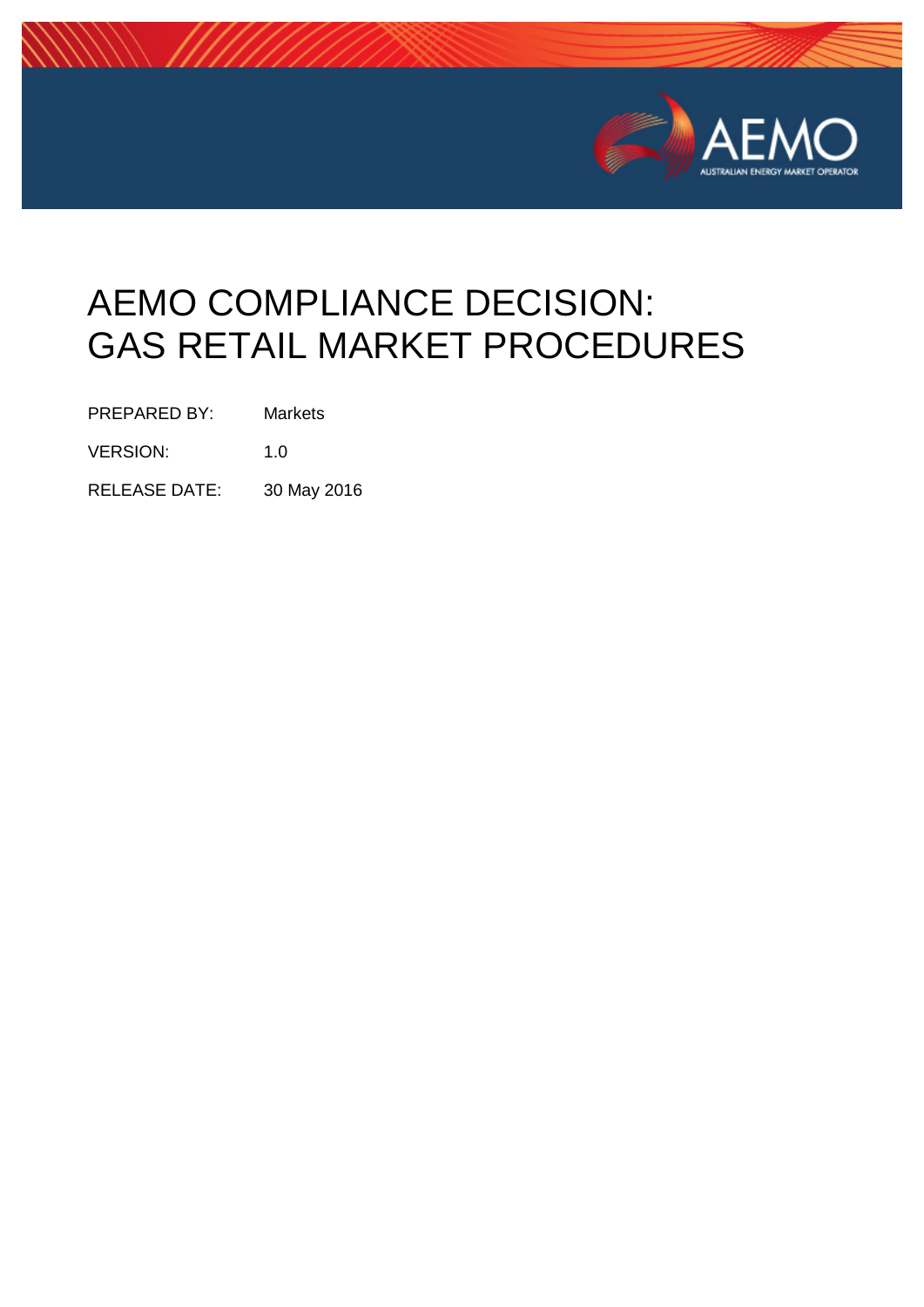# AEMO COMPLIANCE DECISION: GAS RETAIL MARKET PROCEDURES

| | |
|---|---|
| PREPARED BY: | Markets |
| VERSION: | 1.0 |
| RELEASE DATE: | 30 May 2016 |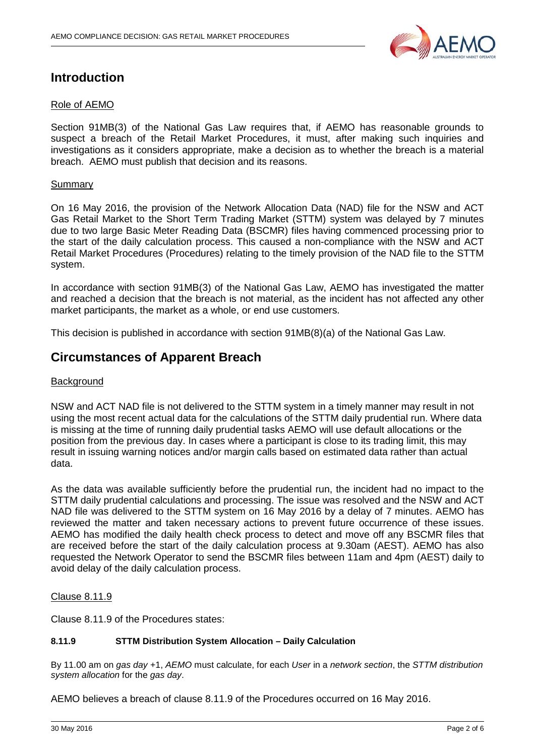# Introduction

Role of AEMO

Section 91MB(3) of the National Gas Law requires that, if AEMO has reasonable grounds to suspect a breach of the Retail Market Procedures, it must, after making such inquiries and investigations as it considers appropriate, make a decision as to whether the breach is a material breach. AEMO must publish that decision and its reasons.

Summary

On 16 May 2016, the provision of the Network Allocation Data (NAD) file for the NSW and ACT Gas Retail Market to the Short Term Trading Market (STTM) system was delayed by 7 minutes due to two large Basic Meter Reading Data (BSCMR) files having commenced processing prior to the start of the daily calculation process. This caused a non-compliance with the NSW and ACT Retail Market Procedures (Procedures) relating to the timely provision of the NAD file to the STTM system.

In accordance with section 91MB(3) of the National Gas Law, AEMO has investigated the matter and reached a decision that the breach is not material, as the incident has not affected any other market participants, the market as a whole, or end use customers.

This decision is published in accordance with section 91MB(8)(a) of the National Gas Law.

# Circumstances of Apparent Breach

Background

NSW and ACT NAD file is not delivered to the STTM system in a timely manner may result in not using the most recent actual data for the calculations of the STTM daily prudential run. Where data is missing at the time of running daily prudential tasks AEMO will use default allocations or the position from the previous day. In cases where a participant is close to its trading limit, this may result in issuing warning notices and/or margin calls based on estimated data rather than actual data.

As the data was available sufficiently before the prudential run, the incident had no impact to the STTM daily prudential calculations and processing. The issue was resolved and the NSW and ACT NAD file was delivered to the STTM system on 16 May 2016 by a delay of 7 minutes. AEMO has reviewed the matter and taken necessary actions to prevent future occurrence of these issues. AEMO has modified the daily health check process to detect and move off any BSCMR files that are received before the start of the daily calculation process at 9.30am (AEST). AEMO has also requested the Network Operator to send the BSCMR files between 11am and 4pm (AEST) daily to avoid delay of the daily calculation process.

Clause 8.11.9

Clause 8.11.9 of the Procedures states:

**8.11.9 STTM Distribution System Allocation – Daily Calculation**

By 11.00 am on *gas day* +1, *AEMO* must calculate, for each *User* in a *network section*, the *STTM distribution system allocation* for the *gas day*.

AEMO believes a breach of clause 8.11.9 of the Procedures occurred on 16 May 2016.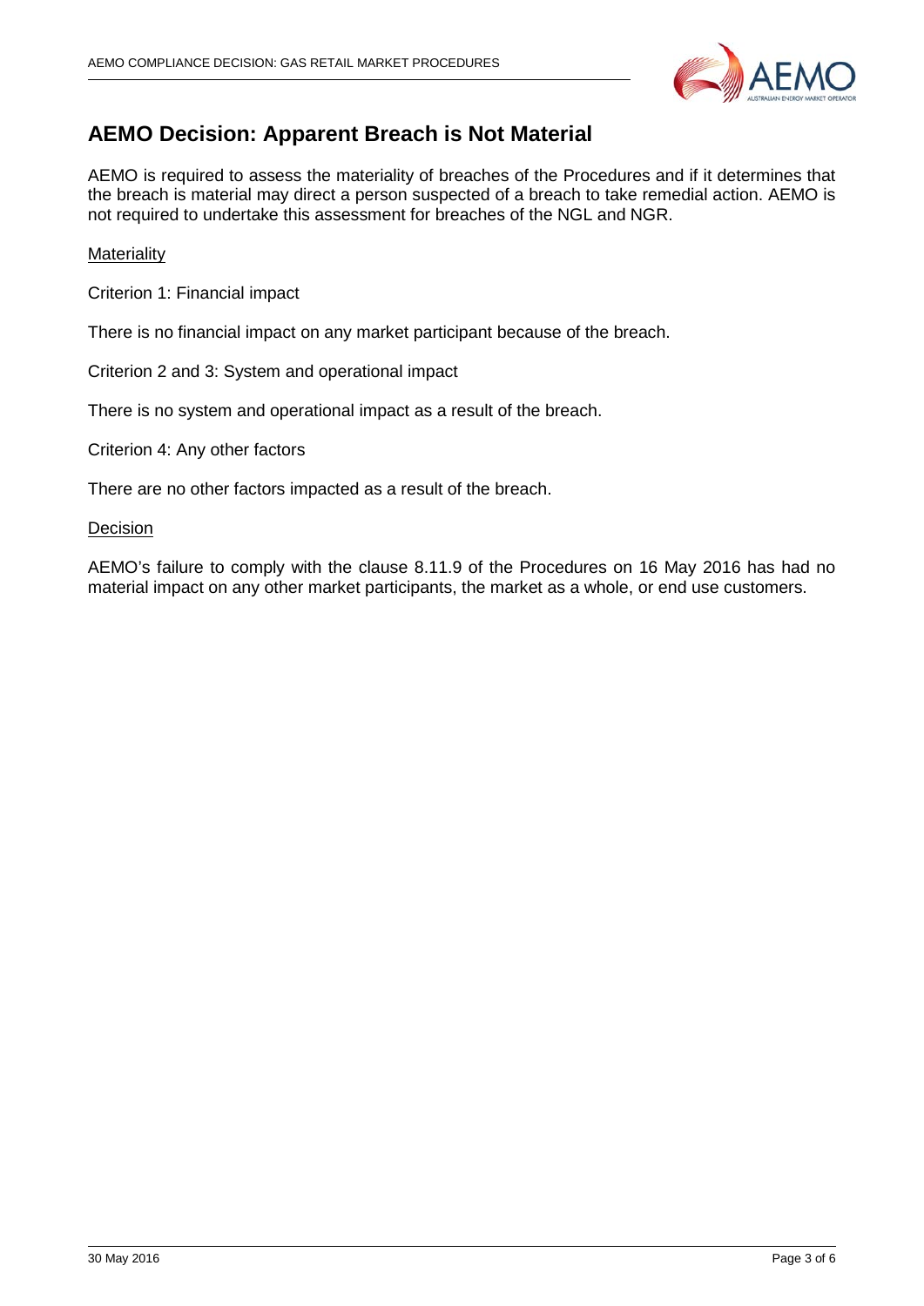## AEMO Decision: Apparent Breach is Not Material

AEMO is required to assess the materiality of breaches of the Procedures and if it determines that the breach is material may direct a person suspected of a breach to take remedial action. AEMO is not required to undertake this assessment for breaches of the NGL and NGR.

<u>Materiality</u>

Criterion 1: Financial impact

There is no financial impact on any market participant because of the breach.

Criterion 2 and 3: System and operational impact

There is no system and operational impact as a result of the breach.

Criterion 4: Any other factors

There are no other factors impacted as a result of the breach.

<u>Decision</u>

AEMO's failure to comply with the clause 8.11.9 of the Procedures on 16 May 2016 has had no material impact on any other market participants, the market as a whole, or end use customers.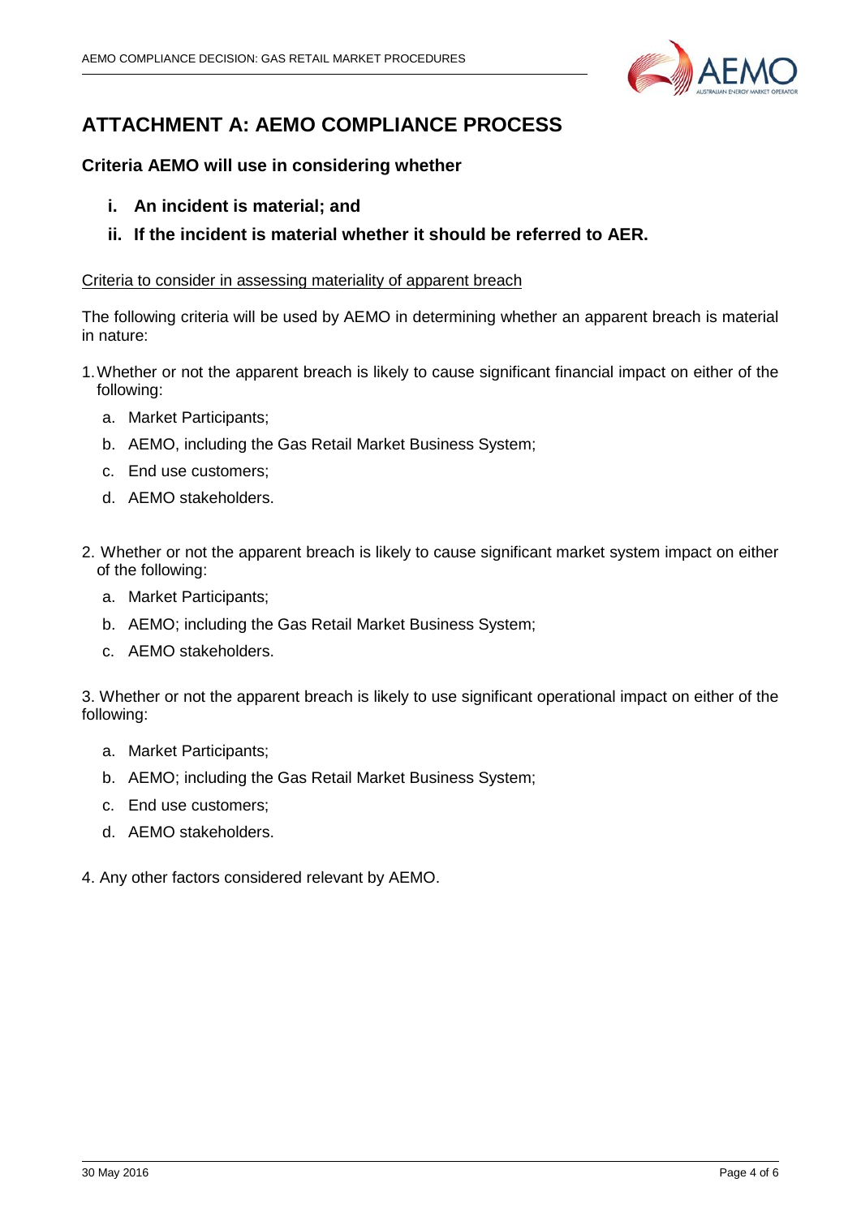# ATTACHMENT A: AEMO COMPLIANCE PROCESS

### Criteria AEMO will use in considering whether

- **i. An incident is material; and**
- **ii. If the incident is material whether it should be referred to AER.**

Criteria to consider in assessing materiality of apparent breach

The following criteria will be used by AEMO in determining whether an apparent breach is material in nature:

1. Whether or not the apparent breach is likely to cause significant financial impact on either of the following:
   a. Market Participants;
   b. AEMO, including the Gas Retail Market Business System;
   c. End use customers;
   d. AEMO stakeholders.

2. Whether or not the apparent breach is likely to cause significant market system impact on either of the following:
   a. Market Participants;
   b. AEMO; including the Gas Retail Market Business System;
   c. AEMO stakeholders.

3. Whether or not the apparent breach is likely to use significant operational impact on either of the following:
   a. Market Participants;
   b. AEMO; including the Gas Retail Market Business System;
   c. End use customers;
   d. AEMO stakeholders.

4. Any other factors considered relevant by AEMO.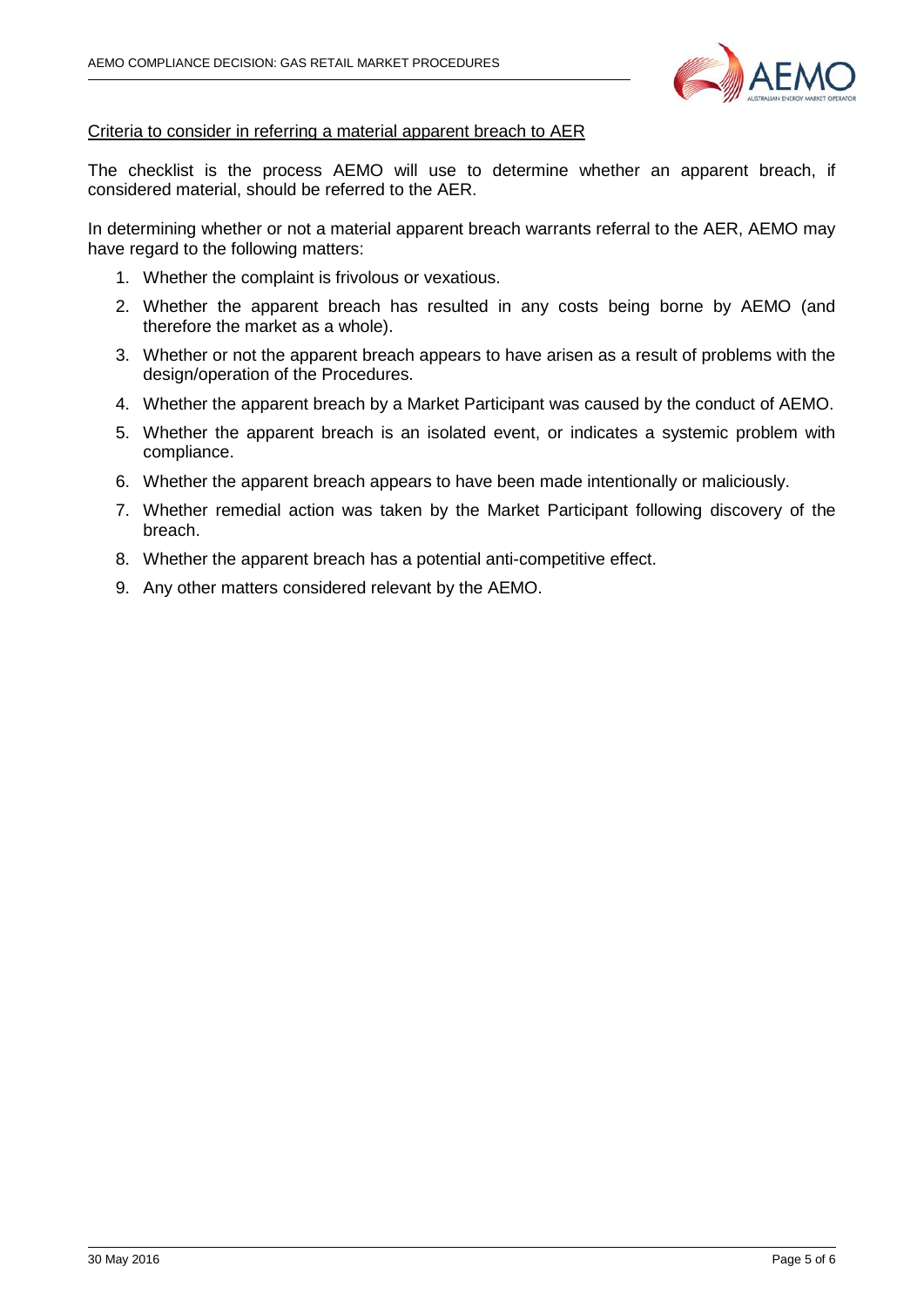<u>Criteria to consider in referring a material apparent breach to AER</u>

The checklist is the process AEMO will use to determine whether an apparent breach, if considered material, should be referred to the AER.

In determining whether or not a material apparent breach warrants referral to the AER, AEMO may have regard to the following matters:

1. Whether the complaint is frivolous or vexatious.
2. Whether the apparent breach has resulted in any costs being borne by AEMO (and therefore the market as a whole).
3. Whether or not the apparent breach appears to have arisen as a result of problems with the design/operation of the Procedures.
4. Whether the apparent breach by a Market Participant was caused by the conduct of AEMO.
5. Whether the apparent breach is an isolated event, or indicates a systemic problem with compliance.
6. Whether the apparent breach appears to have been made intentionally or maliciously.
7. Whether remedial action was taken by the Market Participant following discovery of the breach.
8. Whether the apparent breach has a potential anti-competitive effect.
9. Any other matters considered relevant by the AEMO.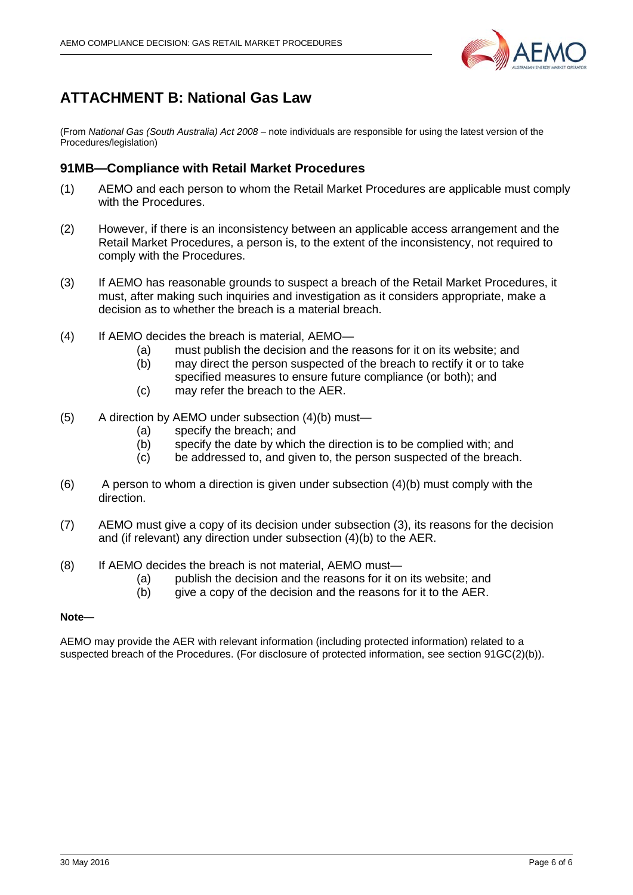# ATTACHMENT B: National Gas Law

(From *National Gas (South Australia) Act 2008* – note individuals are responsible for using the latest version of the Procedures/legislation)

## 91MB—Compliance with Retail Market Procedures

(1) AEMO and each person to whom the Retail Market Procedures are applicable must comply with the Procedures.

(2) However, if there is an inconsistency between an applicable access arrangement and the Retail Market Procedures, a person is, to the extent of the inconsistency, not required to comply with the Procedures.

(3) If AEMO has reasonable grounds to suspect a breach of the Retail Market Procedures, it must, after making such inquiries and investigation as it considers appropriate, make a decision as to whether the breach is a material breach.

(4) If AEMO decides the breach is material, AEMO—

   (a) must publish the decision and the reasons for it on its website; and

   (b) may direct the person suspected of the breach to rectify it or to take specified measures to ensure future compliance (or both); and

   (c) may refer the breach to the AER.

(5) A direction by AEMO under subsection (4)(b) must—

   (a) specify the breach; and

   (b) specify the date by which the direction is to be complied with; and

   (c) be addressed to, and given to, the person suspected of the breach.

(6) A person to whom a direction is given under subsection (4)(b) must comply with the direction.

(7) AEMO must give a copy of its decision under subsection (3), its reasons for the decision and (if relevant) any direction under subsection (4)(b) to the AER.

(8) If AEMO decides the breach is not material, AEMO must—

   (a) publish the decision and the reasons for it on its website; and

   (b) give a copy of the decision and the reasons for it to the AER.

**Note—**

AEMO may provide the AER with relevant information (including protected information) related to a suspected breach of the Procedures. (For disclosure of protected information, see section 91GC(2)(b)).